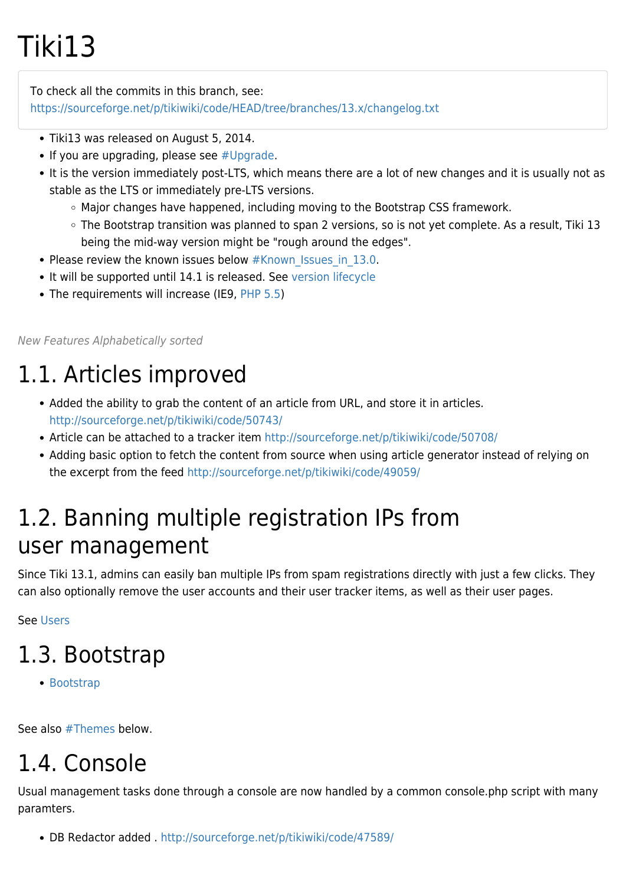# Tiki13

To check all the commits in this branch, see: https://sourceforge.net/p/tikiwiki/code/HEAD/tree/branches/13.x/changelog.txt

- Tiki13 was released on August 5, 2014.
- If you are upgrading, please see #Upgrade.
- It is the version immediately post-LTS, which means there are a lot of new changes and it is usually not as stable as the LTS or immediately pre-LTS versions.
  - Major changes have happened, including moving to the Bootstrap CSS framework.
  - The Bootstrap transition was planned to span 2 versions, so is not yet complete. As a result, Tiki 13 being the mid-way version might be "rough around the edges".
- Please review the known issues below #Known_Issues_in_13.0.
- It will be supported until 14.1 is released. See version lifecycle
- The requirements will increase (IE9, PHP 5.5)

*New Features Alphabetically sorted*

## 1.1. Articles improved

- Added the ability to grab the content of an article from URL, and store it in articles. http://sourceforge.net/p/tikiwiki/code/50743/
- Article can be attached to a tracker item http://sourceforge.net/p/tikiwiki/code/50708/
- Adding basic option to fetch the content from source when using article generator instead of relying on the excerpt from the feed http://sourceforge.net/p/tikiwiki/code/49059/

## 1.2. Banning multiple registration IPs from user management

Since Tiki 13.1, admins can easily ban multiple IPs from spam registrations directly with just a few clicks. They can also optionally remove the user accounts and their user tracker items, as well as their user pages.

See Users

## 1.3. Bootstrap

- Bootstrap

See also #Themes below.

## 1.4. Console

Usual management tasks done through a console are now handled by a common console.php script with many paramters.

- DB Redactor added . http://sourceforge.net/p/tikiwiki/code/47589/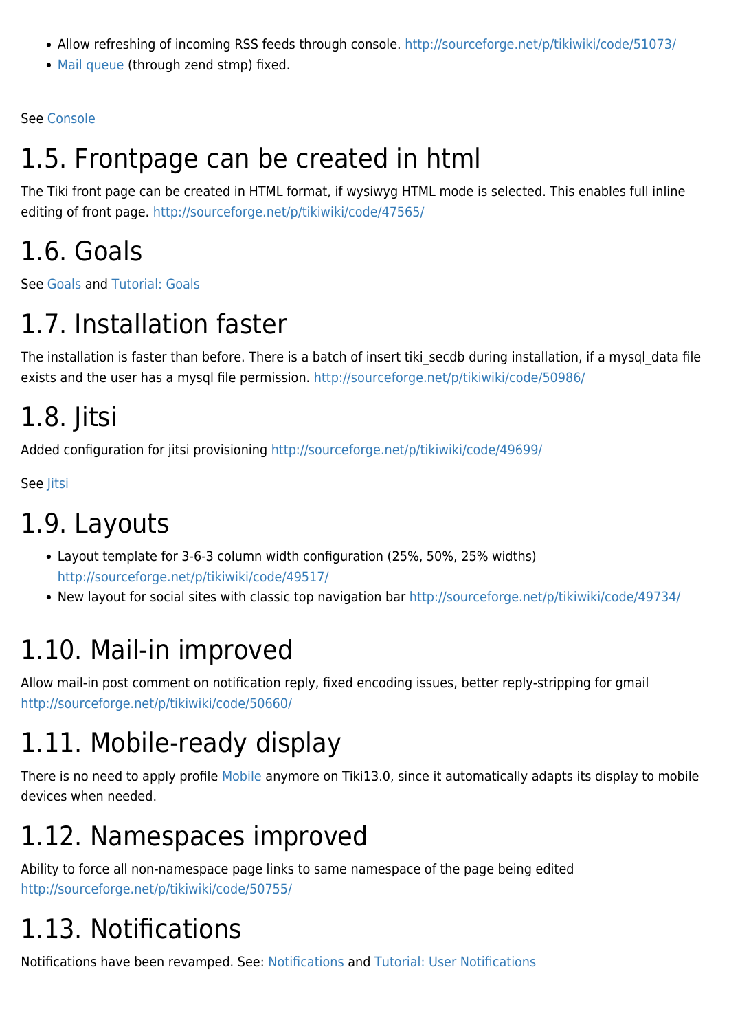- Allow refreshing of incoming RSS feeds through console. http://sourceforge.net/p/tikiwiki/code/51073/
- Mail queue (through zend stmp) fixed.

See Console

## 1.5. Frontpage can be created in html

The Tiki front page can be created in HTML format, if wysiwyg HTML mode is selected. This enables full inline editing of front page. http://sourceforge.net/p/tikiwiki/code/47565/

## 1.6. Goals

See Goals and Tutorial: Goals

## 1.7. Installation faster

The installation is faster than before. There is a batch of insert tiki_secdb during installation, if a mysql_data file exists and the user has a mysql file permission. http://sourceforge.net/p/tikiwiki/code/50986/

## 1.8. Jitsi

Added configuration for jitsi provisioning http://sourceforge.net/p/tikiwiki/code/49699/

See Jitsi

## 1.9. Layouts

- Layout template for 3-6-3 column width configuration (25%, 50%, 25% widths) http://sourceforge.net/p/tikiwiki/code/49517/
- New layout for social sites with classic top navigation bar http://sourceforge.net/p/tikiwiki/code/49734/

## 1.10. Mail-in improved

Allow mail-in post comment on notification reply, fixed encoding issues, better reply-stripping for gmail http://sourceforge.net/p/tikiwiki/code/50660/

## 1.11. Mobile-ready display

There is no need to apply profile Mobile anymore on Tiki13.0, since it automatically adapts its display to mobile devices when needed.

## 1.12. Namespaces improved

Ability to force all non-namespace page links to same namespace of the page being edited http://sourceforge.net/p/tikiwiki/code/50755/

## 1.13. Notifications

Notifications have been revamped. See: Notifications and Tutorial: User Notifications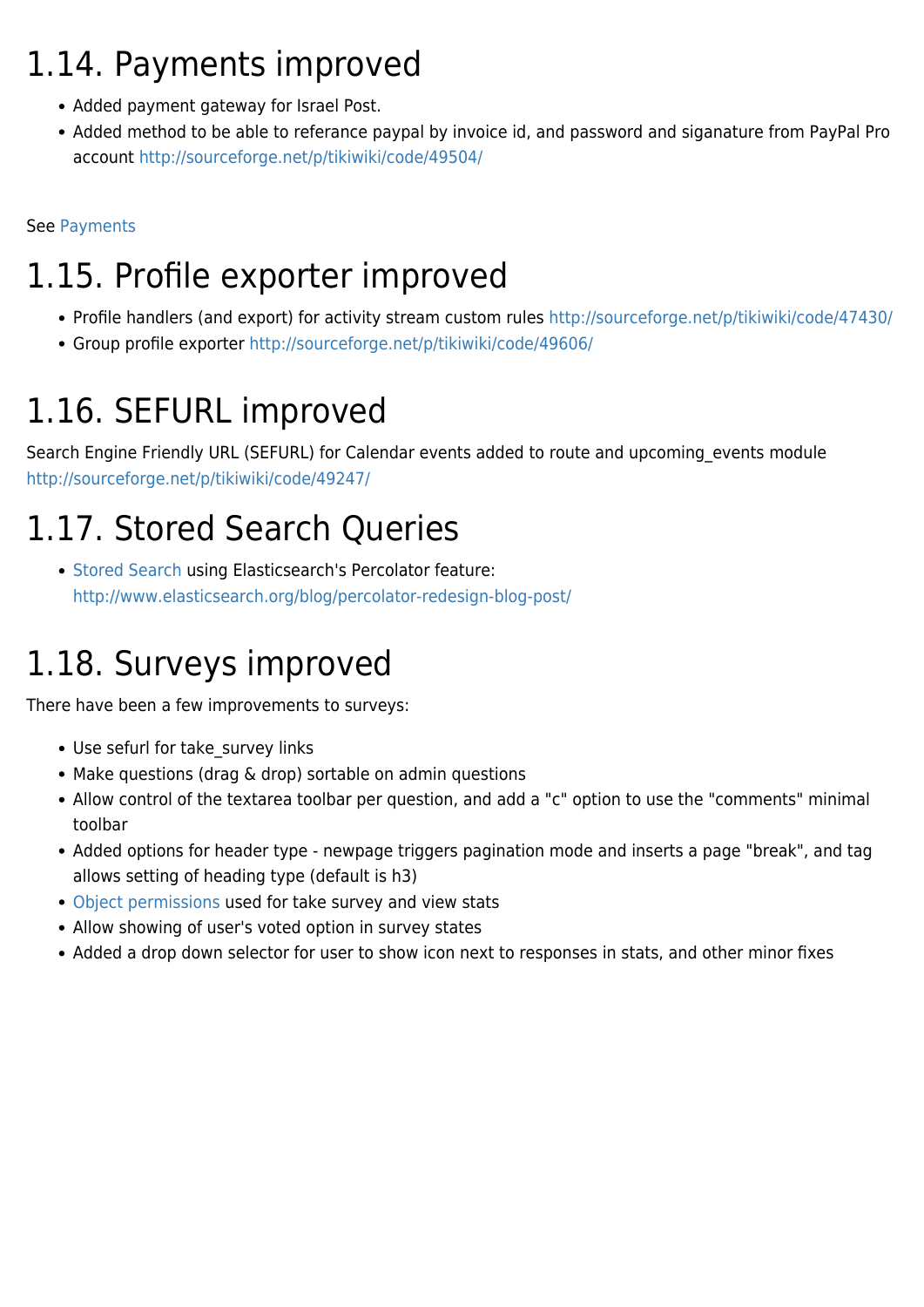# 1.14. Payments improved

- Added payment gateway for Israel Post.
- Added method to be able to referance paypal by invoice id, and password and siganature from PayPal Pro account http://sourceforge.net/p/tikiwiki/code/49504/

See Payments

# 1.15. Profile exporter improved

- Profile handlers (and export) for activity stream custom rules http://sourceforge.net/p/tikiwiki/code/47430/
- Group profile exporter http://sourceforge.net/p/tikiwiki/code/49606/

# 1.16. SEFURL improved

Search Engine Friendly URL (SEFURL) for Calendar events added to route and upcoming_events module http://sourceforge.net/p/tikiwiki/code/49247/

# 1.17. Stored Search Queries

- Stored Search using Elasticsearch's Percolator feature: http://www.elasticsearch.org/blog/percolator-redesign-blog-post/

# 1.18. Surveys improved

There have been a few improvements to surveys:

- Use sefurl for take_survey links
- Make questions (drag & drop) sortable on admin questions
- Allow control of the textarea toolbar per question, and add a "c" option to use the "comments" minimal toolbar
- Added options for header type - newpage triggers pagination mode and inserts a page "break", and tag allows setting of heading type (default is h3)
- Object permissions used for take survey and view stats
- Allow showing of user's voted option in survey states
- Added a drop down selector for user to show icon next to responses in stats, and other minor fixes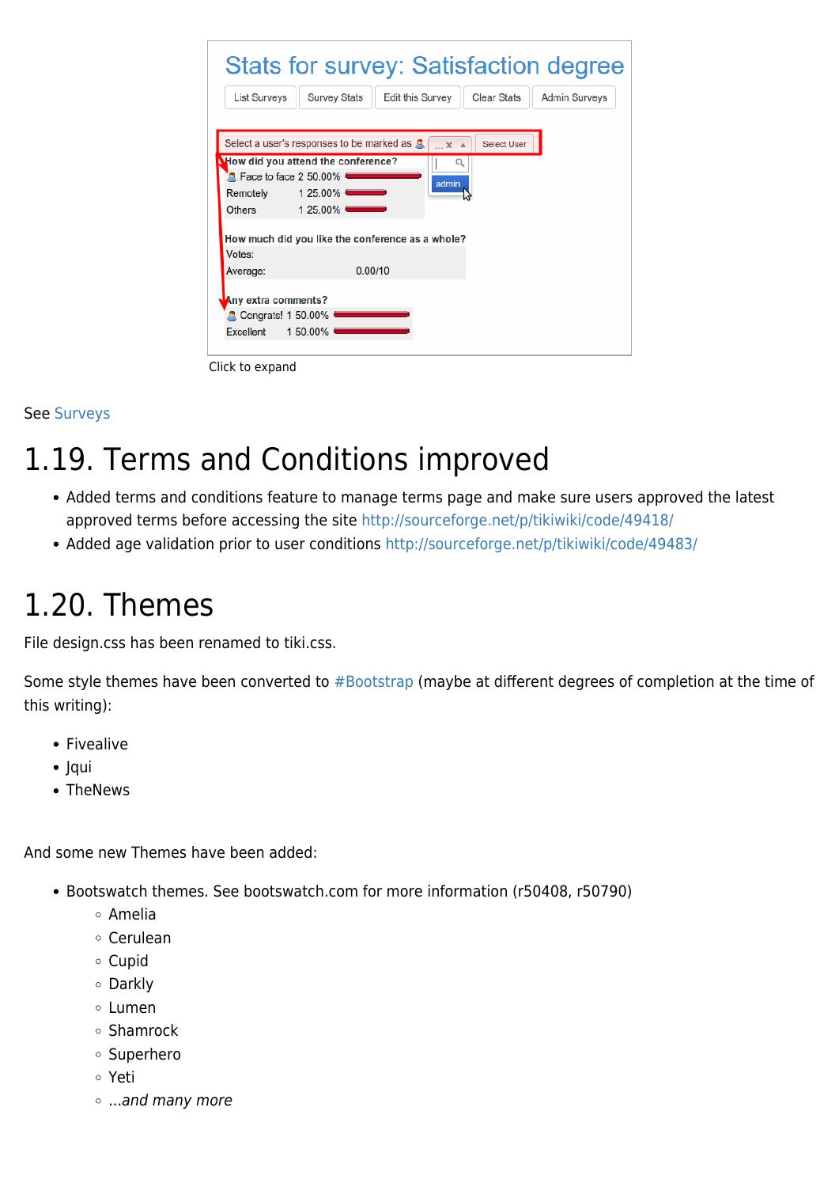Click to expand

See Surveys

# 1.19. Terms and Conditions improved

- Added terms and conditions feature to manage terms page and make sure users approved the latest approved terms before accessing the site http://sourceforge.net/p/tikiwiki/code/49418/
- Added age validation prior to user conditions http://sourceforge.net/p/tikiwiki/code/49483/

# 1.20. Themes

File design.css has been renamed to tiki.css.

Some style themes have been converted to #Bootstrap (maybe at different degrees of completion at the time of this writing):

- Fivealive
- Jqui
- TheNews

And some new Themes have been added:

- Bootswatch themes. See bootswatch.com for more information (r50408, r50790)
  - Amelia
  - Cerulean
  - Cupid
  - Darkly
  - Lumen
  - Shamrock
  - Superhero
  - Yeti
  - *...and many more*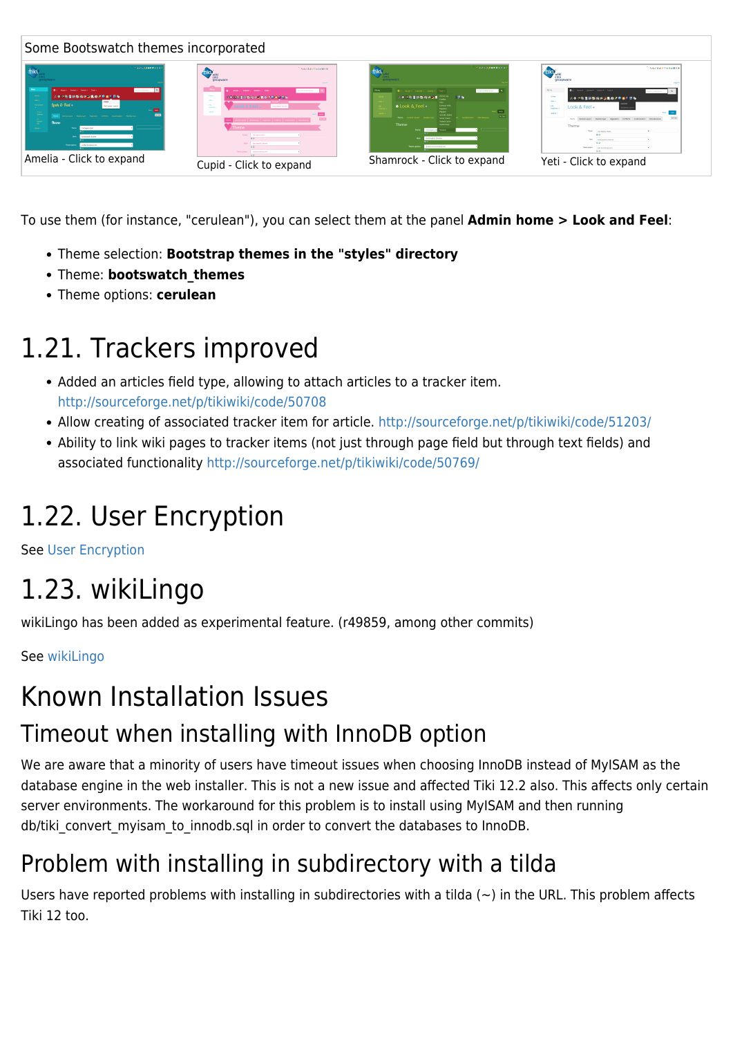| Some Bootswatch themes incorporated | | | |
|---|---|---|---|
| Amelia - Click to expand | Cupid - Click to expand | Shamrock - Click to expand | Yeti - Click to expand |

To use them (for instance, "cerulean"), you can select them at the panel **Admin home > Look and Feel**:

- Theme selection: **Bootstrap themes in the "styles" directory**
- Theme: **bootswatch_themes**
- Theme options: **cerulean**

# 1.21. Trackers improved

- Added an articles field type, allowing to attach articles to a tracker item. http://sourceforge.net/p/tikiwiki/code/50708
- Allow creating of associated tracker item for article. http://sourceforge.net/p/tikiwiki/code/51203/
- Ability to link wiki pages to tracker items (not just through page field but through text fields) and associated functionality http://sourceforge.net/p/tikiwiki/code/50769/

# 1.22. User Encryption

See User Encryption

# 1.23. wikiLingo

wikiLingo has been added as experimental feature. (r49859, among other commits)

See wikiLingo

# Known Installation Issues

## Timeout when installing with InnoDB option

We are aware that a minority of users have timeout issues when choosing InnoDB instead of MyISAM as the database engine in the web installer. This is not a new issue and affected Tiki 12.2 also. This affects only certain server environments. The workaround for this problem is to install using MyISAM and then running db/tiki_convert_myisam_to_innodb.sql in order to convert the databases to InnoDB.

## Problem with installing in subdirectory with a tilda

Users have reported problems with installing in subdirectories with a tilda (~) in the URL. This problem affects Tiki 12 too.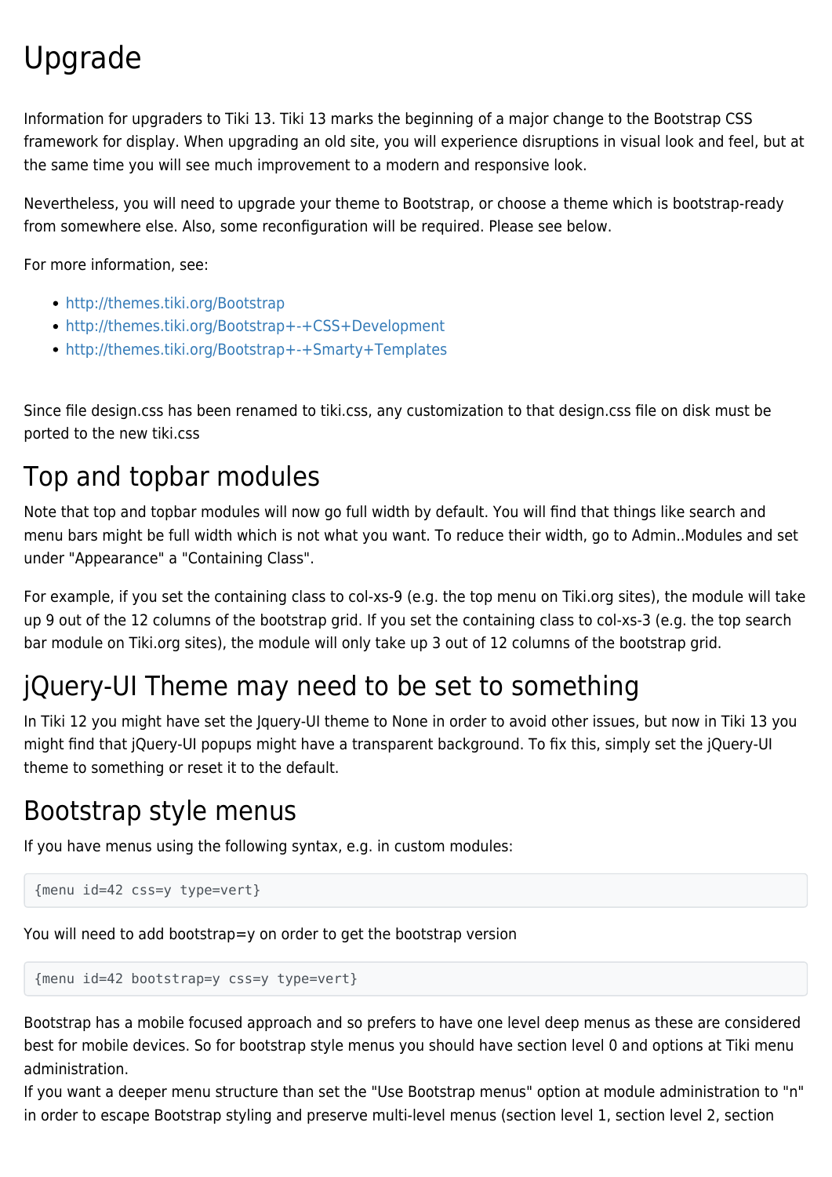# Upgrade

Information for upgraders to Tiki 13. Tiki 13 marks the beginning of a major change to the Bootstrap CSS framework for display. When upgrading an old site, you will experience disruptions in visual look and feel, but at the same time you will see much improvement to a modern and responsive look.

Nevertheless, you will need to upgrade your theme to Bootstrap, or choose a theme which is bootstrap-ready from somewhere else. Also, some reconfiguration will be required. Please see below.

For more information, see:

- http://themes.tiki.org/Bootstrap
- http://themes.tiki.org/Bootstrap+-+CSS+Development
- http://themes.tiki.org/Bootstrap+-+Smarty+Templates

Since file design.css has been renamed to tiki.css, any customization to that design.css file on disk must be ported to the new tiki.css

## Top and topbar modules

Note that top and topbar modules will now go full width by default. You will find that things like search and menu bars might be full width which is not what you want. To reduce their width, go to Admin..Modules and set under "Appearance" a "Containing Class".

For example, if you set the containing class to col-xs-9 (e.g. the top menu on Tiki.org sites), the module will take up 9 out of the 12 columns of the bootstrap grid. If you set the containing class to col-xs-3 (e.g. the top search bar module on Tiki.org sites), the module will only take up 3 out of 12 columns of the bootstrap grid.

## jQuery-UI Theme may need to be set to something

In Tiki 12 you might have set the Jquery-UI theme to None in order to avoid other issues, but now in Tiki 13 you might find that jQuery-UI popups might have a transparent background. To fix this, simply set the jQuery-UI theme to something or reset it to the default.

## Bootstrap style menus

If you have menus using the following syntax, e.g. in custom modules:

```
{menu id=42 css=y type=vert}
```

You will need to add bootstrap=y on order to get the bootstrap version

```
{menu id=42 bootstrap=y css=y type=vert}
```

Bootstrap has a mobile focused approach and so prefers to have one level deep menus as these are considered best for mobile devices. So for bootstrap style menus you should have section level 0 and options at Tiki menu administration.
If you want a deeper menu structure than set the "Use Bootstrap menus" option at module administration to "n" in order to escape Bootstrap styling and preserve multi-level menus (section level 1, section level 2, section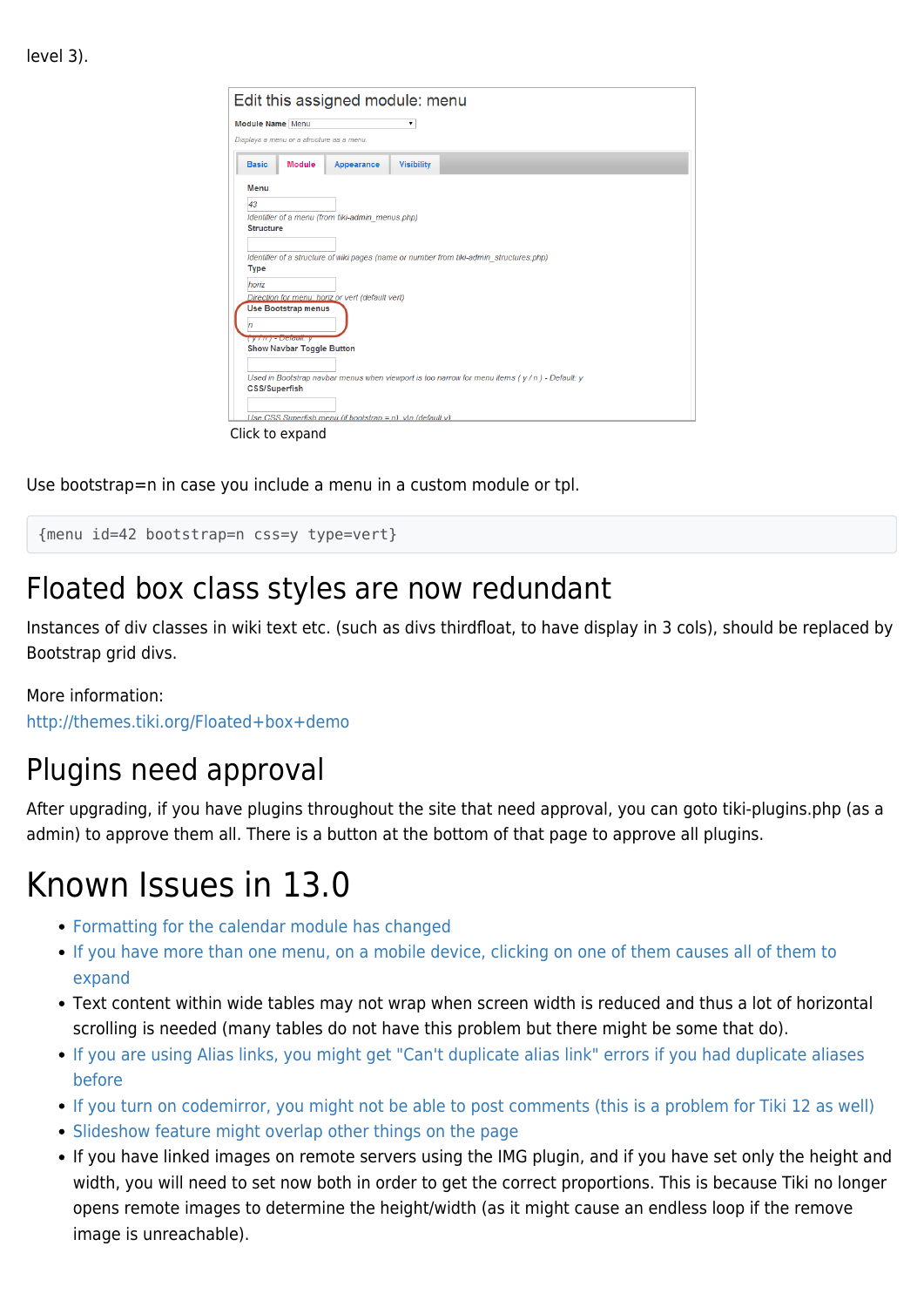level 3).

Click to expand

Use bootstrap=n in case you include a menu in a custom module or tpl.

```
{menu id=42 bootstrap=n css=y type=vert}
```

# Floated box class styles are now redundant

Instances of div classes in wiki text etc. (such as divs thirdfloat, to have display in 3 cols), should be replaced by Bootstrap grid divs.

More information:
http://themes.tiki.org/Floated+box+demo

# Plugins need approval

After upgrading, if you have plugins throughout the site that need approval, you can goto tiki-plugins.php (as a admin) to approve them all. There is a button at the bottom of that page to approve all plugins.

# Known Issues in 13.0

- Formatting for the calendar module has changed
- If you have more than one menu, on a mobile device, clicking on one of them causes all of them to expand
- Text content within wide tables may not wrap when screen width is reduced and thus a lot of horizontal scrolling is needed (many tables do not have this problem but there might be some that do).
- If you are using Alias links, you might get "Can't duplicate alias link" errors if you had duplicate aliases before
- If you turn on codemirror, you might not be able to post comments (this is a problem for Tiki 12 as well)
- Slideshow feature might overlap other things on the page
- If you have linked images on remote servers using the IMG plugin, and if you have set only the height and width, you will need to set now both in order to get the correct proportions. This is because Tiki no longer opens remote images to determine the height/width (as it might cause an endless loop if the remove image is unreachable).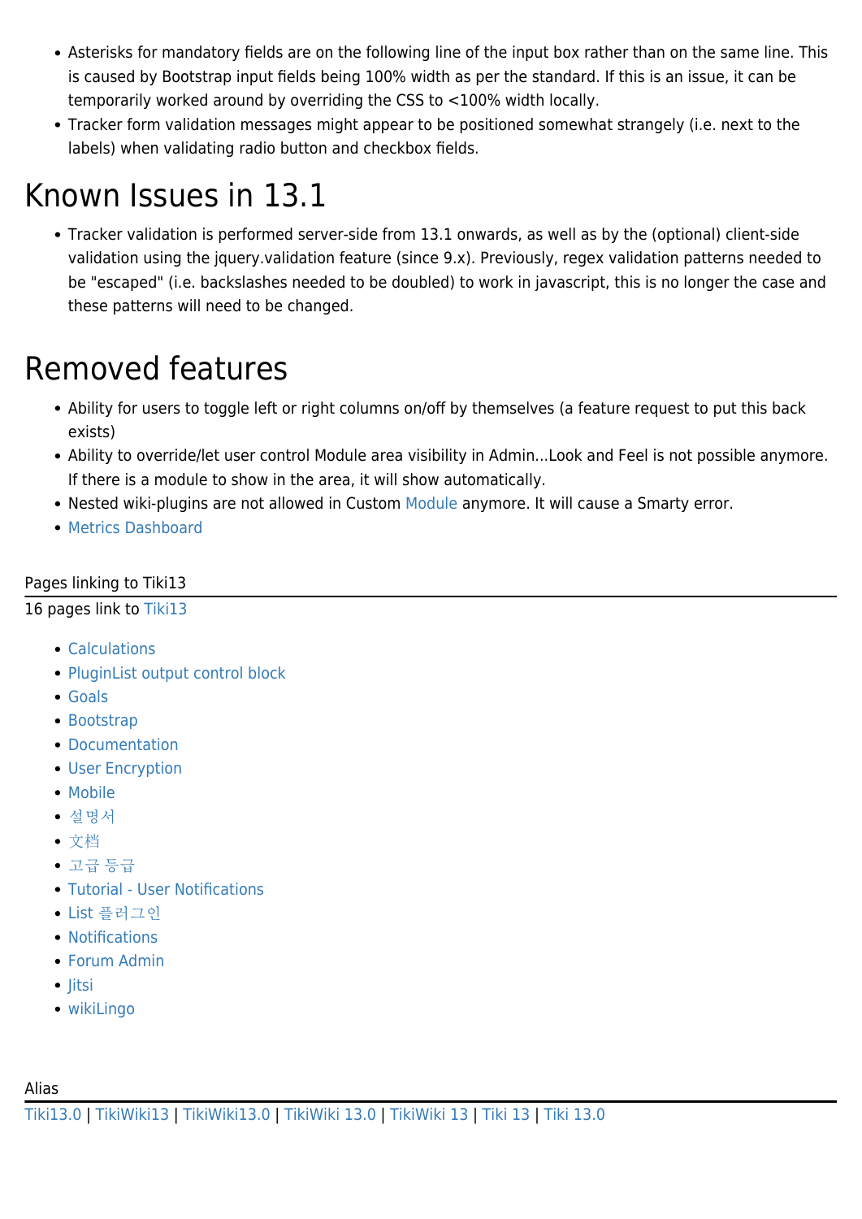- Asterisks for mandatory fields are on the following line of the input box rather than on the same line. This is caused by Bootstrap input fields being 100% width as per the standard. If this is an issue, it can be temporarily worked around by overriding the CSS to <100% width locally.
- Tracker form validation messages might appear to be positioned somewhat strangely (i.e. next to the labels) when validating radio button and checkbox fields.

# Known Issues in 13.1

- Tracker validation is performed server-side from 13.1 onwards, as well as by the (optional) client-side validation using the jquery.validation feature (since 9.x). Previously, regex validation patterns needed to be "escaped" (i.e. backslashes needed to be doubled) to work in javascript, this is no longer the case and these patterns will need to be changed.

# Removed features

- Ability for users to toggle left or right columns on/off by themselves (a feature request to put this back exists)
- Ability to override/let user control Module area visibility in Admin...Look and Feel is not possible anymore. If there is a module to show in the area, it will show automatically.
- Nested wiki-plugins are not allowed in Custom Module anymore. It will cause a Smarty error.
- Metrics Dashboard

Pages linking to Tiki13

16 pages link to Tiki13

- Calculations
- PluginList output control block
- Goals
- Bootstrap
- Documentation
- User Encryption
- Mobile
- 설명서
- 文档
- 고급 등급
- Tutorial - User Notifications
- List 플러그인
- Notifications
- Forum Admin
- Jitsi
- wikiLingo

Alias

Tiki13.0 | TikiWiki13 | TikiWiki13.0 | TikiWiki 13.0 | TikiWiki 13 | Tiki 13 | Tiki 13.0